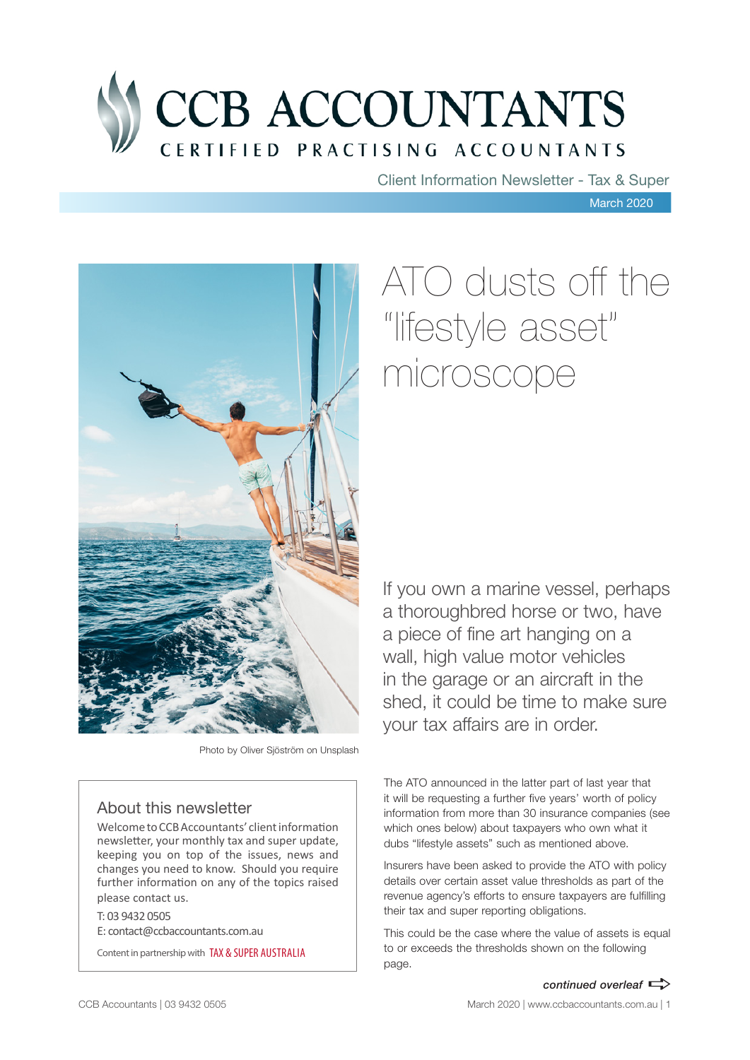# CCB ACCOUNTANTS

CERTIFIED PRACTISING ACCOUNTANTS

Client Information Newsletter - Tax & Super

March 2020

Photo by Oliver Sjöström on Unsplash

# ATO dusts off the "lifestyle asset" microscope

If you own a marine vessel, perhaps a thoroughbred horse or two, have a piece of fine art hanging on a wall, high value motor vehicles in the garage or an aircraft in the shed, it could be time to make sure your tax affairs are in order.

The ATO announced in the latter part of last year that it will be requesting a further five years' worth of policy information from more than 30 insurance companies (see which ones below) about taxpayers who own what it dubs "lifestyle assets" such as mentioned above.

Insurers have been asked to provide the ATO with policy details over certain asset value thresholds as part of the revenue agency's efforts to ensure taxpayers are fulfilling their tax and super reporting obligations.

This could be the case where the value of assets is equal to or exceeds the thresholds shown on the following page.

*continued overleaf*

## About this newsletter

Welcome to CCB Accountants' client information newsletter, your monthly tax and super update, keeping you on top of the issues, news and changes you need to know. Should you require further information on any of the topics raised please contact us.

T: 03 9432 0505

E: contact@ccbaccountants.com.au

Content in partnership with TAX & SUPER AUSTRALIA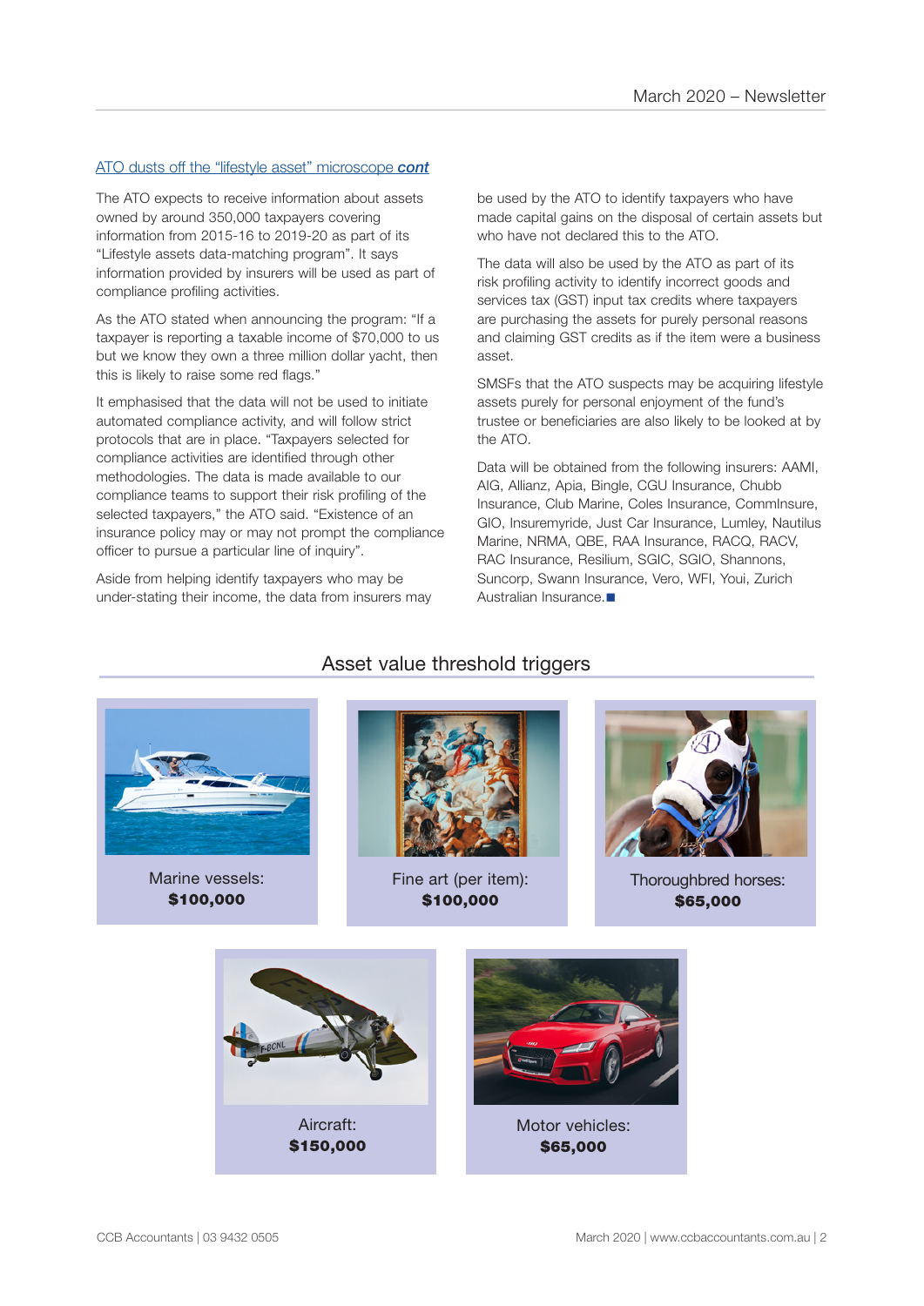## ATO dusts off the "lifestyle asset" microscope *cont*

The ATO expects to receive information about assets owned by around 350,000 taxpayers covering information from 2015-16 to 2019-20 as part of its "Lifestyle assets data-matching program". It says information provided by insurers will be used as part of compliance profiling activities.

As the ATO stated when announcing the program: "If a taxpayer is reporting a taxable income of $70,000 to us but we know they own a three million dollar yacht, then this is likely to raise some red flags."

It emphasised that the data will not be used to initiate automated compliance activity, and will follow strict protocols that are in place. "Taxpayers selected for compliance activities are identified through other methodologies. The data is made available to our compliance teams to support their risk profiling of the selected taxpayers," the ATO said. "Existence of an insurance policy may or may not prompt the compliance officer to pursue a particular line of inquiry".

Aside from helping identify taxpayers who may be under-stating their income, the data from insurers may be used by the ATO to identify taxpayers who have made capital gains on the disposal of certain assets but who have not declared this to the ATO.

The data will also be used by the ATO as part of its risk profiling activity to identify incorrect goods and services tax (GST) input tax credits where taxpayers are purchasing the assets for purely personal reasons and claiming GST credits as if the item were a business asset.

SMSFs that the ATO suspects may be acquiring lifestyle assets purely for personal enjoyment of the fund's trustee or beneficiaries are also likely to be looked at by the ATO.

Data will be obtained from the following insurers: AAMI, AIG, Allianz, Apia, Bingle, CGU Insurance, Chubb Insurance, Club Marine, Coles Insurance, CommInsure, GIO, Insuremyride, Just Car Insurance, Lumley, Nautilus Marine, NRMA, QBE, RAA Insurance, RACQ, RACV, RAC Insurance, Resilium, SGIC, SGIO, Shannons, Suncorp, Swann Insurance, Vero, WFI, Youi, Zurich Australian Insurance. ■

### Asset value threshold triggers

Marine vessels: **$100,000**

Fine art (per item): **$100,000**

Thoroughbred horses: **$65,000**

Aircraft: **$150,000**

Motor vehicles: **$65,000**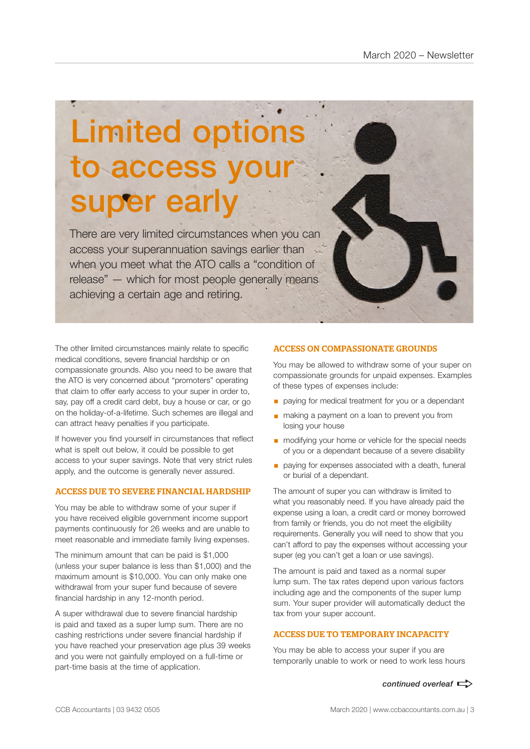# Limited options to access your super early

There are very limited circumstances when you can access your superannuation savings earlier than when you meet what the ATO calls a "condition of release" — which for most people generally means achieving a certain age and retiring.

The other limited circumstances mainly relate to specific medical conditions, severe financial hardship or on compassionate grounds. Also you need to be aware that the ATO is very concerned about "promoters" operating that claim to offer early access to your super in order to, say, pay off a credit card debt, buy a house or car, or go on the holiday-of-a-lifetime. Such schemes are illegal and can attract heavy penalties if you participate.

If however you find yourself in circumstances that reflect what is spelt out below, it could be possible to get access to your super savings. Note that very strict rules apply, and the outcome is generally never assured.

### ACCESS DUE TO SEVERE FINANCIAL HARDSHIP

You may be able to withdraw some of your super if you have received eligible government income support payments continuously for 26 weeks and are unable to meet reasonable and immediate family living expenses.

The minimum amount that can be paid is $1,000 (unless your super balance is less than $1,000) and the maximum amount is $10,000. You can only make one withdrawal from your super fund because of severe financial hardship in any 12-month period.

A super withdrawal due to severe financial hardship is paid and taxed as a super lump sum. There are no cashing restrictions under severe financial hardship if you have reached your preservation age plus 39 weeks and you were not gainfully employed on a full-time or part-time basis at the time of application.

### ACCESS ON COMPASSIONATE GROUNDS

You may be allowed to withdraw some of your super on compassionate grounds for unpaid expenses. Examples of these types of expenses include:

- paying for medical treatment for you or a dependant
- making a payment on a loan to prevent you from losing your house
- modifying your home or vehicle for the special needs of you or a dependant because of a severe disability
- paying for expenses associated with a death, funeral or burial of a dependant.

The amount of super you can withdraw is limited to what you reasonably need. If you have already paid the expense using a loan, a credit card or money borrowed from family or friends, you do not meet the eligibility requirements. Generally you will need to show that you can't afford to pay the expenses without accessing your super (eg you can't get a loan or use savings).

The amount is paid and taxed as a normal super lump sum. The tax rates depend upon various factors including age and the components of the super lump sum. Your super provider will automatically deduct the tax from your super account.

### ACCESS DUE TO TEMPORARY INCAPACITY

You may be able to access your super if you are temporarily unable to work or need to work less hours

*continued overleaf*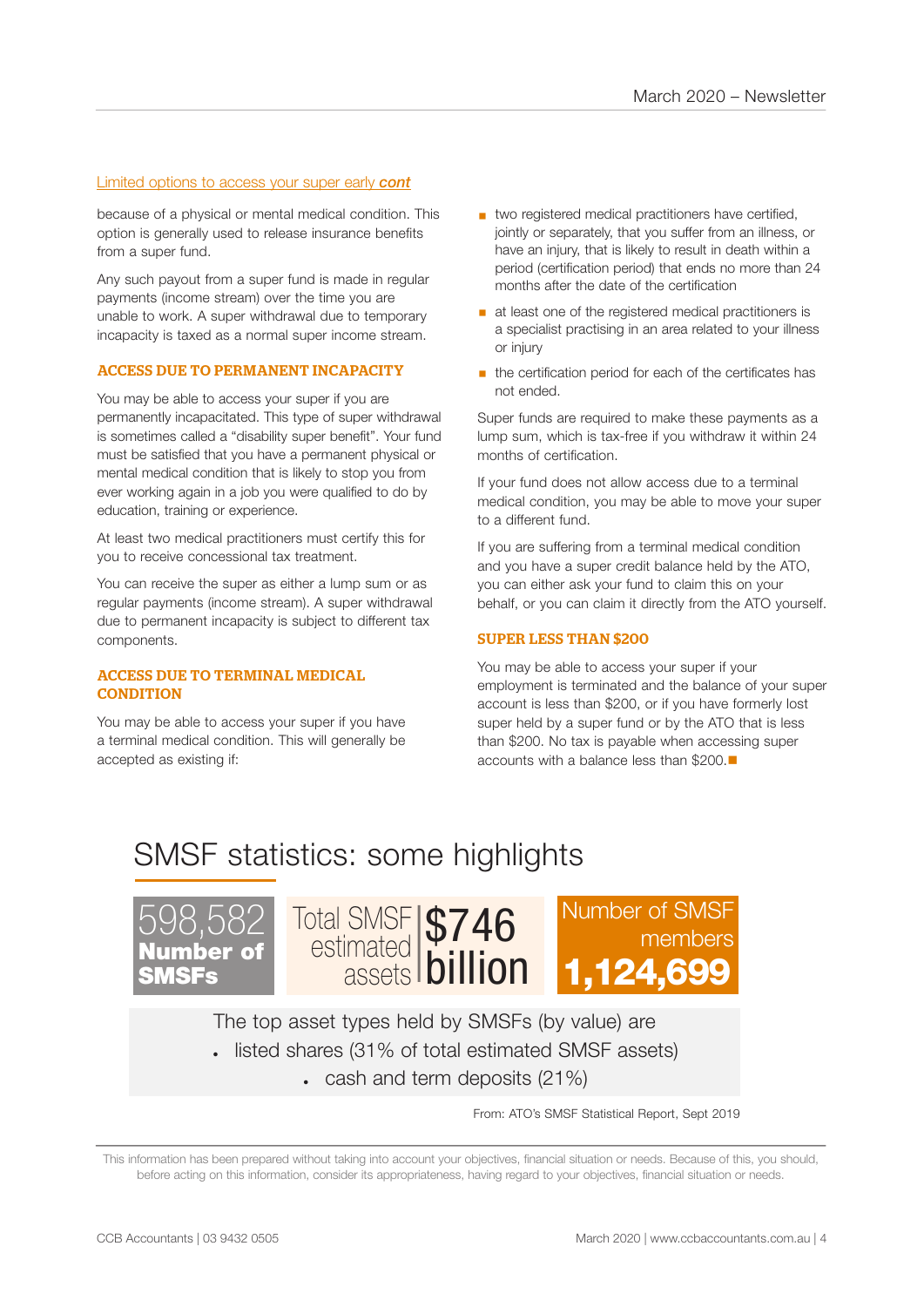Limited options to access your super early ***cont***

because of a physical or mental medical condition. This option is generally used to release insurance benefits from a super fund.

Any such payout from a super fund is made in regular payments (income stream) over the time you are unable to work. A super withdrawal due to temporary incapacity is taxed as a normal super income stream.

### ACCESS DUE TO PERMANENT INCAPACITY

You may be able to access your super if you are permanently incapacitated. This type of super withdrawal is sometimes called a "disability super benefit". Your fund must be satisfied that you have a permanent physical or mental medical condition that is likely to stop you from ever working again in a job you were qualified to do by education, training or experience.

At least two medical practitioners must certify this for you to receive concessional tax treatment.

You can receive the super as either a lump sum or as regular payments (income stream). A super withdrawal due to permanent incapacity is subject to different tax components.

### ACCESS DUE TO TERMINAL MEDICAL CONDITION

You may be able to access your super if you have a terminal medical condition. This will generally be accepted as existing if:

- two registered medical practitioners have certified, jointly or separately, that you suffer from an illness, or have an injury, that is likely to result in death within a period (certification period) that ends no more than 24 months after the date of the certification
- at least one of the registered medical practitioners is a specialist practising in an area related to your illness or injury
- the certification period for each of the certificates has not ended.

Super funds are required to make these payments as a lump sum, which is tax-free if you withdraw it within 24 months of certification.

If your fund does not allow access due to a terminal medical condition, you may be able to move your super to a different fund.

If you are suffering from a terminal medical condition and you have a super credit balance held by the ATO, you can either ask your fund to claim this on your behalf, or you can claim it directly from the ATO yourself.

### SUPER LESS THAN $200

You may be able to access your super if your employment is terminated and the balance of your super account is less than $200, or if you have formerly lost super held by a super fund or by the ATO that is less than $200. No tax is payable when accessing super accounts with a balance less than $200.

# SMSF statistics: some highlights

598,582 **Number of SMSFs**

Total SMSF estimated assets **$746 billion**

Number of SMSF members **1,124,699**

The top asset types held by SMSFs (by value) are

- listed shares (31% of total estimated SMSF assets)
- cash and term deposits (21%)

From: ATO's SMSF Statistical Report, Sept 2019

This information has been prepared without taking into account your objectives, financial situation or needs. Because of this, you should, before acting on this information, consider its appropriateness, having regard to your objectives, financial situation or needs.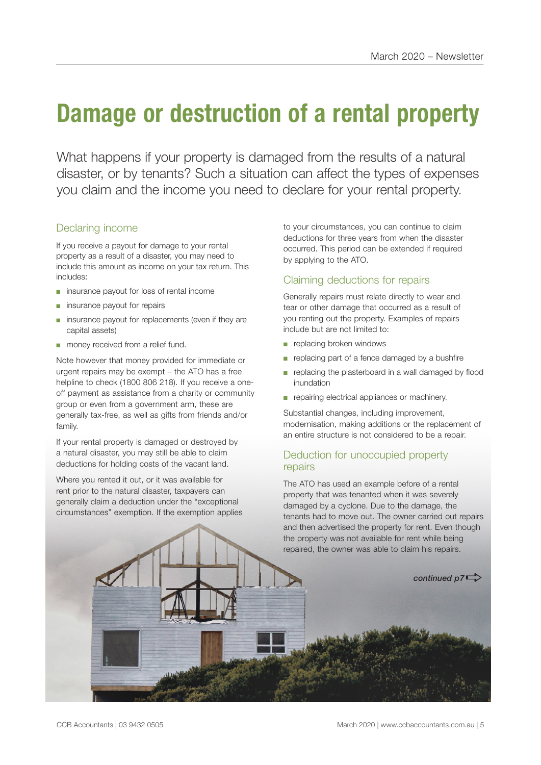# Damage or destruction of a rental property

What happens if your property is damaged from the results of a natural disaster, or by tenants? Such a situation can affect the types of expenses you claim and the income you need to declare for your rental property.

## Declaring income

If you receive a payout for damage to your rental property as a result of a disaster, you may need to include this amount as income on your tax return. This includes:

- insurance payout for loss of rental income
- insurance payout for repairs
- insurance payout for replacements (even if they are capital assets)
- money received from a relief fund.

Note however that money provided for immediate or urgent repairs may be exempt – the ATO has a free helpline to check (1800 806 218). If you receive a one-off payment as assistance from a charity or community group or even from a government arm, these are generally tax-free, as well as gifts from friends and/or family.

If your rental property is damaged or destroyed by a natural disaster, you may still be able to claim deductions for holding costs of the vacant land.

Where you rented it out, or it was available for rent prior to the natural disaster, taxpayers can generally claim a deduction under the "exceptional circumstances" exemption. If the exemption applies to your circumstances, you can continue to claim deductions for three years from when the disaster occurred. This period can be extended if required by applying to the ATO.

## Claiming deductions for repairs

Generally repairs must relate directly to wear and tear or other damage that occurred as a result of you renting out the property. Examples of repairs include but are not limited to:

- replacing broken windows
- replacing part of a fence damaged by a bushfire
- replacing the plasterboard in a wall damaged by flood inundation
- repairing electrical appliances or machinery.

Substantial changes, including improvement, modernisation, making additions or the replacement of an entire structure is not considered to be a repair.

## Deduction for unoccupied property repairs

The ATO has used an example before of a rental property that was tenanted when it was severely damaged by a cyclone. Due to the damage, the tenants had to move out. The owner carried out repairs and then advertised the property for rent. Even though the property was not available for rent while being repaired, the owner was able to claim his repairs.

*continued p7*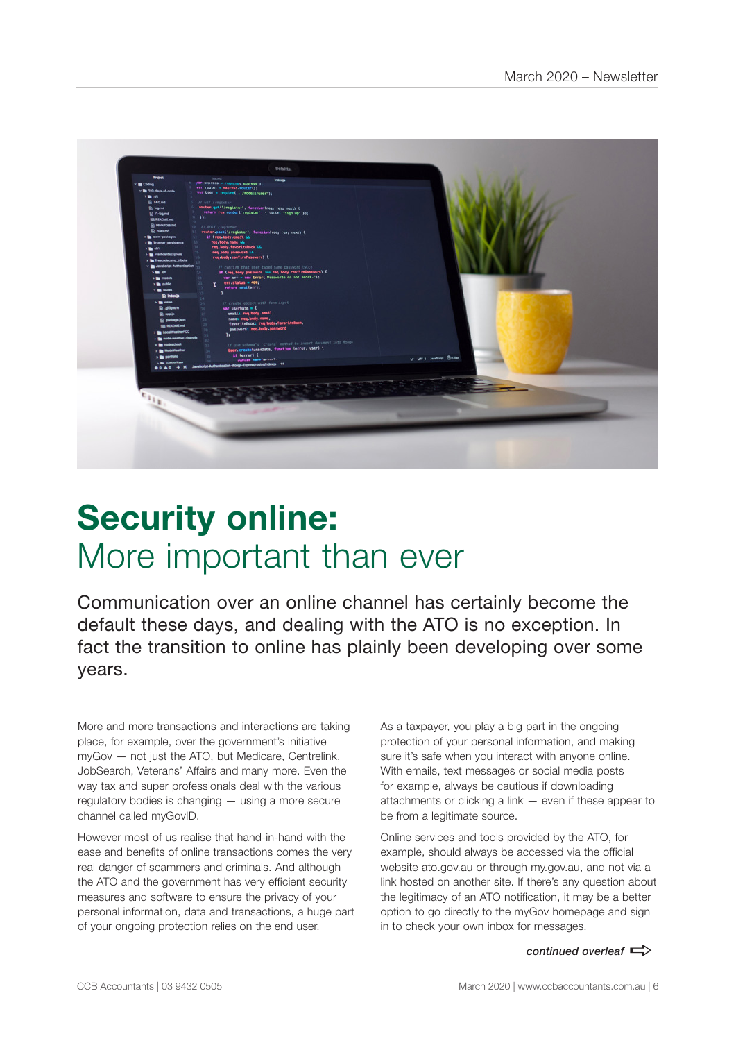# Security online: More important than ever

Communication over an online channel has certainly become the default these days, and dealing with the ATO is no exception. In fact the transition to online has plainly been developing over some years.

More and more transactions and interactions are taking place, for example, over the government's initiative myGov — not just the ATO, but Medicare, Centrelink, JobSearch, Veterans' Affairs and many more. Even the way tax and super professionals deal with the various regulatory bodies is changing — using a more secure channel called myGovID.

However most of us realise that hand-in-hand with the ease and benefits of online transactions comes the very real danger of scammers and criminals. And although the ATO and the government has very efficient security measures and software to ensure the privacy of your personal information, data and transactions, a huge part of your ongoing protection relies on the end user.

As a taxpayer, you play a big part in the ongoing protection of your personal information, and making sure it's safe when you interact with anyone online. With emails, text messages or social media posts for example, always be cautious if downloading attachments or clicking a link — even if these appear to be from a legitimate source.

Online services and tools provided by the ATO, for example, should always be accessed via the official website ato.gov.au or through my.gov.au, and not via a link hosted on another site. If there's any question about the legitimacy of an ATO notification, it may be a better option to go directly to the myGov homepage and sign in to check your own inbox for messages.

***continued overleaf***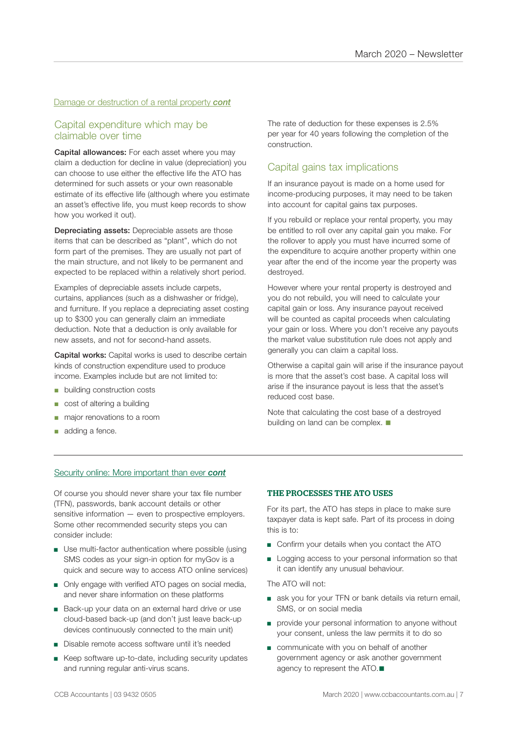Damage or destruction of a rental property ***cont***

## Capital expenditure which may be claimable over time

**Capital allowances:** For each asset where you may claim a deduction for decline in value (depreciation) you can choose to use either the effective life the ATO has determined for such assets or your own reasonable estimate of its effective life (although where you estimate an asset's effective life, you must keep records to show how you worked it out).

**Depreciating assets:** Depreciable assets are those items that can be described as "plant", which do not form part of the premises. They are usually not part of the main structure, and not likely to be permanent and expected to be replaced within a relatively short period.

Examples of depreciable assets include carpets, curtains, appliances (such as a dishwasher or fridge), and furniture. If you replace a depreciating asset costing up to $300 you can generally claim an immediate deduction. Note that a deduction is only available for new assets, and not for second-hand assets.

**Capital works:** Capital works is used to describe certain kinds of construction expenditure used to produce income. Examples include but are not limited to:

- building construction costs
- cost of altering a building
- major renovations to a room
- adding a fence.

The rate of deduction for these expenses is 2.5% per year for 40 years following the completion of the construction.

## Capital gains tax implications

If an insurance payout is made on a home used for income-producing purposes, it may need to be taken into account for capital gains tax purposes.

If you rebuild or replace your rental property, you may be entitled to roll over any capital gain you make. For the rollover to apply you must have incurred some of the expenditure to acquire another property within one year after the end of the income year the property was destroyed.

However where your rental property is destroyed and you do not rebuild, you will need to calculate your capital gain or loss. Any insurance payout received will be counted as capital proceeds when calculating your gain or loss. Where you don't receive any payouts the market value substitution rule does not apply and generally you can claim a capital loss.

Otherwise a capital gain will arise if the insurance payout is more that the asset's cost base. A capital loss will arise if the insurance payout is less that the asset's reduced cost base.

Note that calculating the cost base of a destroyed building on land can be complex. ■

---

Security online: More important than ever ***cont***

Of course you should never share your tax file number (TFN), passwords, bank account details or other sensitive information — even to prospective employers. Some other recommended security steps you can consider include:

- Use multi-factor authentication where possible (using SMS codes as your sign-in option for myGov is a quick and secure way to access ATO online services)
- Only engage with verified ATO pages on social media, and never share information on these platforms
- Back-up your data on an external hard drive or use cloud-based back-up (and don't just leave back-up devices continuously connected to the main unit)
- Disable remote access software until it's needed
- Keep software up-to-date, including security updates and running regular anti-virus scans.

### THE PROCESSES THE ATO USES

For its part, the ATO has steps in place to make sure taxpayer data is kept safe. Part of its process in doing this is to:

- Confirm your details when you contact the ATO
- Logging access to your personal information so that it can identify any unusual behaviour.

The ATO will not:

- ask you for your TFN or bank details via return email, SMS, or on social media
- provide your personal information to anyone without your consent, unless the law permits it to do so
- communicate with you on behalf of another government agency or ask another government agency to represent the ATO.■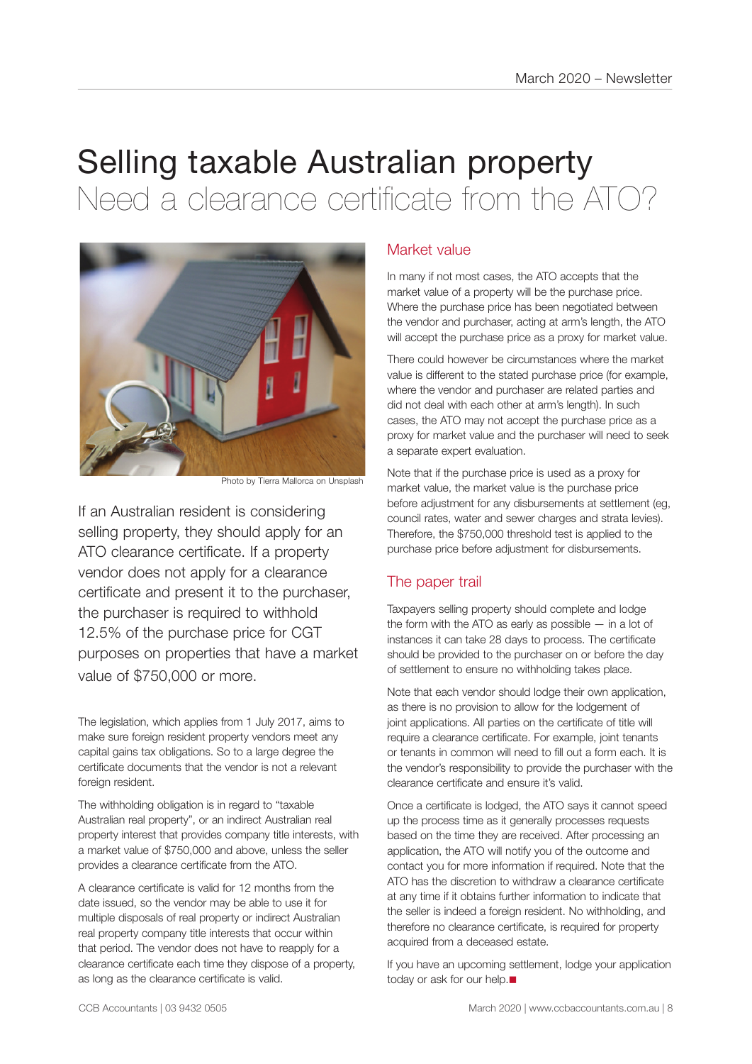# Selling taxable Australian property

## Need a clearance certificate from the ATO?

Photo by Tierra Mallorca on Unsplash

If an Australian resident is considering selling property, they should apply for an ATO clearance certificate. If a property vendor does not apply for a clearance certificate and present it to the purchaser, the purchaser is required to withhold 12.5% of the purchase price for CGT purposes on properties that have a market value of $750,000 or more.

The legislation, which applies from 1 July 2017, aims to make sure foreign resident property vendors meet any capital gains tax obligations. So to a large degree the certificate documents that the vendor is not a relevant foreign resident.

The withholding obligation is in regard to "taxable Australian real property", or an indirect Australian real property interest that provides company title interests, with a market value of $750,000 and above, unless the seller provides a clearance certificate from the ATO.

A clearance certificate is valid for 12 months from the date issued, so the vendor may be able to use it for multiple disposals of real property or indirect Australian real property company title interests that occur within that period. The vendor does not have to reapply for a clearance certificate each time they dispose of a property, as long as the clearance certificate is valid.

### Market value

In many if not most cases, the ATO accepts that the market value of a property will be the purchase price. Where the purchase price has been negotiated between the vendor and purchaser, acting at arm's length, the ATO will accept the purchase price as a proxy for market value.

There could however be circumstances where the market value is different to the stated purchase price (for example, where the vendor and purchaser are related parties and did not deal with each other at arm's length). In such cases, the ATO may not accept the purchase price as a proxy for market value and the purchaser will need to seek a separate expert evaluation.

Note that if the purchase price is used as a proxy for market value, the market value is the purchase price before adjustment for any disbursements at settlement (eg, council rates, water and sewer charges and strata levies). Therefore, the $750,000 threshold test is applied to the purchase price before adjustment for disbursements.

### The paper trail

Taxpayers selling property should complete and lodge the form with the ATO as early as possible — in a lot of instances it can take 28 days to process. The certificate should be provided to the purchaser on or before the day of settlement to ensure no withholding takes place.

Note that each vendor should lodge their own application, as there is no provision to allow for the lodgement of joint applications. All parties on the certificate of title will require a clearance certificate. For example, joint tenants or tenants in common will need to fill out a form each. It is the vendor's responsibility to provide the purchaser with the clearance certificate and ensure it's valid.

Once a certificate is lodged, the ATO says it cannot speed up the process time as it generally processes requests based on the time they are received. After processing an application, the ATO will notify you of the outcome and contact you for more information if required. Note that the ATO has the discretion to withdraw a clearance certificate at any time if it obtains further information to indicate that the seller is indeed a foreign resident. No withholding, and therefore no clearance certificate, is required for property acquired from a deceased estate.

If you have an upcoming settlement, lodge your application today or ask for our help.■